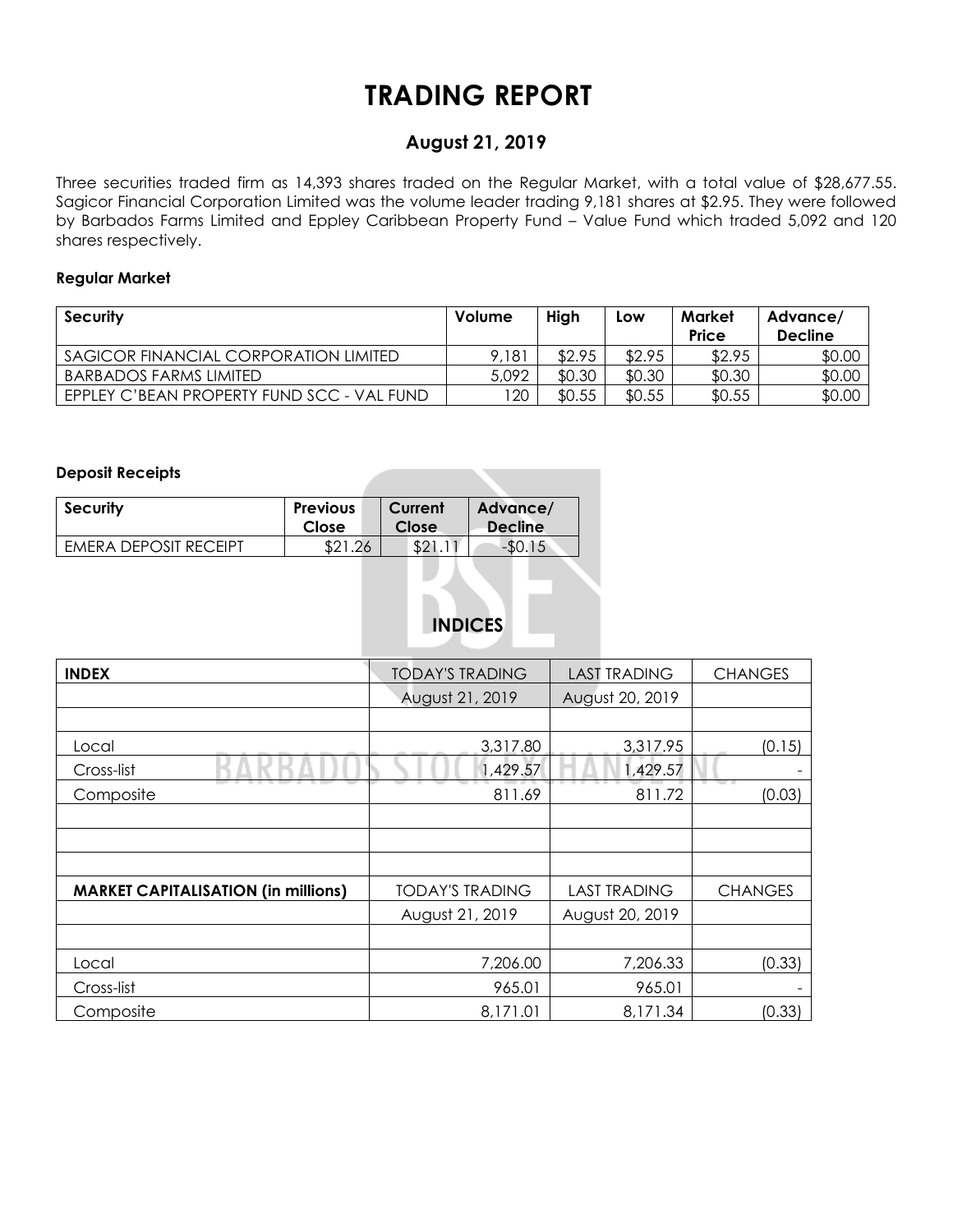# TRADING REPORT

## August 21, 2019

Three securities traded firm as 14,393 shares traded on the Regular Market, with a total value of $28,677.55. Sagicor Financial Corporation Limited was the volume leader trading 9,181 shares at $2.95. They were followed by Barbados Farms Limited and Eppley Caribbean Property Fund – Value Fund which traded 5,092 and 120 shares respectively.

**Regular Market**

| Security | Volume | High | Low | Market Price | Advance/ Decline |
|---|---|---|---|---|---|
| SAGICOR FINANCIAL CORPORATION LIMITED | 9,181 | $2.95 | $2.95 | $2.95 | $0.00 |
| BARBADOS FARMS LIMITED | 5,092 | $0.30 | $0.30 | $0.30 | $0.00 |
| EPPLEY C'BEAN PROPERTY FUND SCC - VAL FUND | 120 | $0.55 | $0.55 | $0.55 | $0.00 |

**Deposit Receipts**

| Security | Previous Close | Current Close | Advance/ Decline |
|---|---|---|---|
| EMERA DEPOSIT RECEIPT | $21.26 | $21.11 | -$0.15 |

## INDICES

| INDEX | TODAY'S TRADING | LAST TRADING | CHANGES |
|---|---|---|---|
| | August 21, 2019 | August 20, 2019 | |
| | | | |
| Local | 3,317.80 | 3,317.95 | (0.15) |
| Cross-list | 1,429.57 | 1,429.57 | - |
| Composite | 811.69 | 811.72 | (0.03) |
| | | | |
| | | | |
| | | | |
| **MARKET CAPITALISATION (in millions)** | TODAY'S TRADING | LAST TRADING | CHANGES |
| | August 21, 2019 | August 20, 2019 | |
| | | | |
| Local | 7,206.00 | 7,206.33 | (0.33) |
| Cross-list | 965.01 | 965.01 | - |
| Composite | 8,171.01 | 8,171.34 | (0.33) |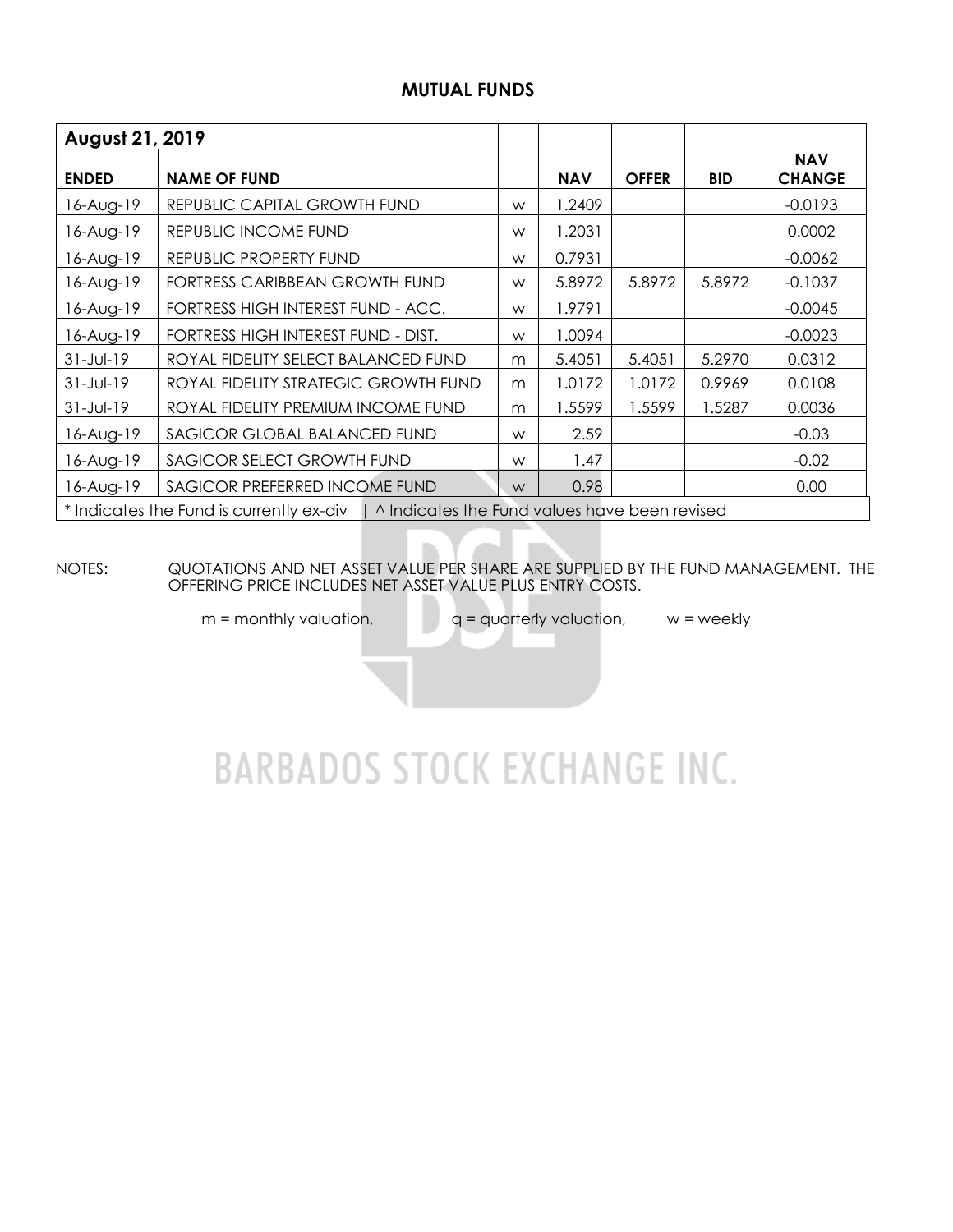## MUTUAL FUNDS

| August 21, 2019 | | | | | | |
|---|---|---|---|---|---|---|
| **ENDED** | **NAME OF FUND** | | **NAV** | **OFFER** | **BID** | **NAV CHANGE** |
| 16-Aug-19 | REPUBLIC CAPITAL GROWTH FUND | w | 1.2409 | | | -0.0193 |
| 16-Aug-19 | REPUBLIC INCOME FUND | w | 1.2031 | | | 0.0002 |
| 16-Aug-19 | REPUBLIC PROPERTY FUND | w | 0.7931 | | | -0.0062 |
| 16-Aug-19 | FORTRESS CARIBBEAN GROWTH FUND | w | 5.8972 | 5.8972 | 5.8972 | -0.1037 |
| 16-Aug-19 | FORTRESS HIGH INTEREST FUND - ACC. | w | 1.9791 | | | -0.0045 |
| 16-Aug-19 | FORTRESS HIGH INTEREST FUND - DIST. | w | 1.0094 | | | -0.0023 |
| 31-Jul-19 | ROYAL FIDELITY SELECT BALANCED FUND | m | 5.4051 | 5.4051 | 5.2970 | 0.0312 |
| 31-Jul-19 | ROYAL FIDELITY STRATEGIC GROWTH FUND | m | 1.0172 | 1.0172 | 0.9969 | 0.0108 |
| 31-Jul-19 | ROYAL FIDELITY PREMIUM INCOME FUND | m | 1.5599 | 1.5599 | 1.5287 | 0.0036 |
| 16-Aug-19 | SAGICOR GLOBAL BALANCED FUND | w | 2.59 | | | -0.03 |
| 16-Aug-19 | SAGICOR SELECT GROWTH FUND | w | 1.47 | | | -0.02 |
| 16-Aug-19 | SAGICOR PREFERRED INCOME FUND | w | 0.98 | | | 0.00 |
| * Indicates the Fund is currently ex-div \| ^ Indicates the Fund values have been revised | | | | | | |

NOTES: QUOTATIONS AND NET ASSET VALUE PER SHARE ARE SUPPLIED BY THE FUND MANAGEMENT. THE OFFERING PRICE INCLUDES NET ASSET VALUE PLUS ENTRY COSTS.

m = monthly valuation, q = quarterly valuation, w = weekly

BARBADOS STOCK EXCHANGE INC.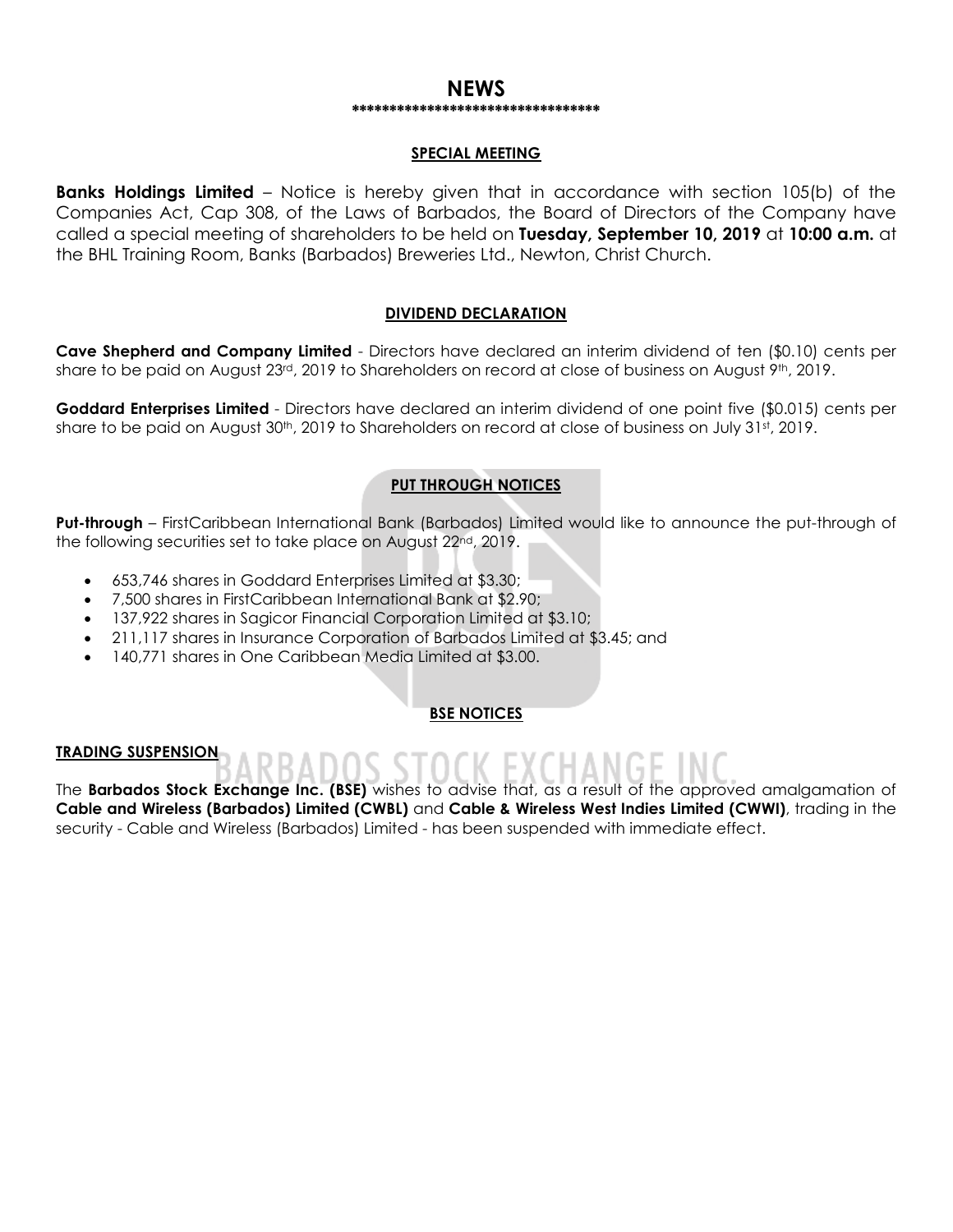# NEWS

*********************************

## SPECIAL MEETING

**Banks Holdings Limited** – Notice is hereby given that in accordance with section 105(b) of the Companies Act, Cap 308, of the Laws of Barbados, the Board of Directors of the Company have called a special meeting of shareholders to be held on **Tuesday, September 10, 2019** at **10:00 a.m.** at the BHL Training Room, Banks (Barbados) Breweries Ltd., Newton, Christ Church.

## DIVIDEND DECLARATION

**Cave Shepherd and Company Limited** - Directors have declared an interim dividend of ten ($0.10) cents per share to be paid on August 23rd, 2019 to Shareholders on record at close of business on August 9th, 2019.

**Goddard Enterprises Limited** - Directors have declared an interim dividend of one point five ($0.015) cents per share to be paid on August 30th, 2019 to Shareholders on record at close of business on July 31st, 2019.

## PUT THROUGH NOTICES

**Put-through** – FirstCaribbean International Bank (Barbados) Limited would like to announce the put-through of the following securities set to take place on August 22nd, 2019.

- 653,746 shares in Goddard Enterprises Limited at $3.30;
- 7,500 shares in FirstCaribbean International Bank at $2.90;
- 137,922 shares in Sagicor Financial Corporation Limited at $3.10;
- 211,117 shares in Insurance Corporation of Barbados Limited at $3.45; and
- 140,771 shares in One Caribbean Media Limited at $3.00.

## BSE NOTICES

### TRADING SUSPENSION

The **Barbados Stock Exchange Inc. (BSE)** wishes to advise that, as a result of the approved amalgamation of **Cable and Wireless (Barbados) Limited (CWBL)** and **Cable & Wireless West Indies Limited (CWWI)**, trading in the security - Cable and Wireless (Barbados) Limited - has been suspended with immediate effect.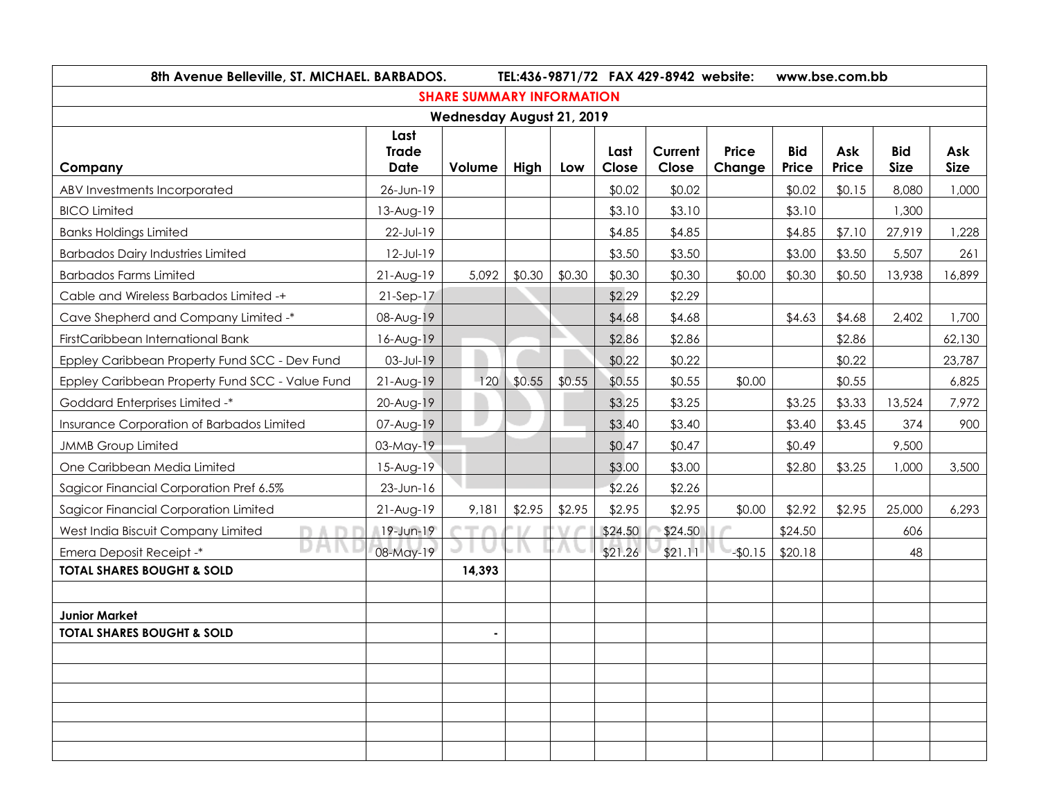**8th Avenue Belleville, ST. MICHAEL. BARBADOS. TEL:436-9871/72 FAX 429-8942 website: www.bse.com.bb**

**SHARE SUMMARY INFORMATION**

**Wednesday August 21, 2019**

| Company | Last Trade Date | Volume | High | Low | Last Close | Current Close | Price Change | Bid Price | Ask Price | Bid Size | Ask Size |
|---|---|---|---|---|---|---|---|---|---|---|---|
| ABV Investments Incorporated | 26-Jun-19 | | | | $0.02 | $0.02 | | $0.02 | $0.15 | 8,080 | 1,000 |
| BICO Limited | 13-Aug-19 | | | | $3.10 | $3.10 | | $3.10 | | 1,300 | |
| Banks Holdings Limited | 22-Jul-19 | | | | $4.85 | $4.85 | | $4.85 | $7.10 | 27,919 | 1,228 |
| Barbados Dairy Industries Limited | 12-Jul-19 | | | | $3.50 | $3.50 | | $3.00 | $3.50 | 5,507 | 261 |
| Barbados Farms Limited | 21-Aug-19 | 5,092 | $0.30 | $0.30 | $0.30 | $0.30 | $0.00 | $0.30 | $0.50 | 13,938 | 16,899 |
| Cable and Wireless Barbados Limited -+ | 21-Sep-17 | | | | $2.29 | $2.29 | | | | | |
| Cave Shepherd and Company Limited -* | 08-Aug-19 | | | | $4.68 | $4.68 | | $4.63 | $4.68 | 2,402 | 1,700 |
| FirstCaribbean International Bank | 16-Aug-19 | | | | $2.86 | $2.86 | | | $2.86 | | 62,130 |
| Eppley Caribbean Property Fund SCC - Dev Fund | 03-Jul-19 | | | | $0.22 | $0.22 | | | $0.22 | | 23,787 |
| Eppley Caribbean Property Fund SCC - Value Fund | 21-Aug-19 | 120 | $0.55 | $0.55 | $0.55 | $0.55 | $0.00 | | $0.55 | | 6,825 |
| Goddard Enterprises Limited -* | 20-Aug-19 | | | | $3.25 | $3.25 | | $3.25 | $3.33 | 13,524 | 7,972 |
| Insurance Corporation of Barbados Limited | 07-Aug-19 | | | | $3.40 | $3.40 | | $3.40 | $3.45 | 374 | 900 |
| JMMB Group Limited | 03-May-19 | | | | $0.47 | $0.47 | | $0.49 | | 9,500 | |
| One Caribbean Media Limited | 15-Aug-19 | | | | $3.00 | $3.00 | | $2.80 | $3.25 | 1,000 | 3,500 |
| Sagicor Financial Corporation Pref 6.5% | 23-Jun-16 | | | | $2.26 | $2.26 | | | | | |
| Sagicor Financial Corporation Limited | 21-Aug-19 | 9,181 | $2.95 | $2.95 | $2.95 | $2.95 | $0.00 | $2.92 | $2.95 | 25,000 | 6,293 |
| West India Biscuit Company Limited | 19-Jun-19 | | | | $24.50 | $24.50 | | $24.50 | | 606 | |
| Emera Deposit Receipt -* | 08-May-19 | | | | $21.26 | $21.11 | -$0.15 | $20.18 | | 48 | |
| **TOTAL SHARES BOUGHT & SOLD** | | **14,393** | | | | | | | | | |
| | | | | | | | | | | | |
| **Junior Market** | | | | | | | | | | | |
| **TOTAL SHARES BOUGHT & SOLD** | | - | | | | | | | | | |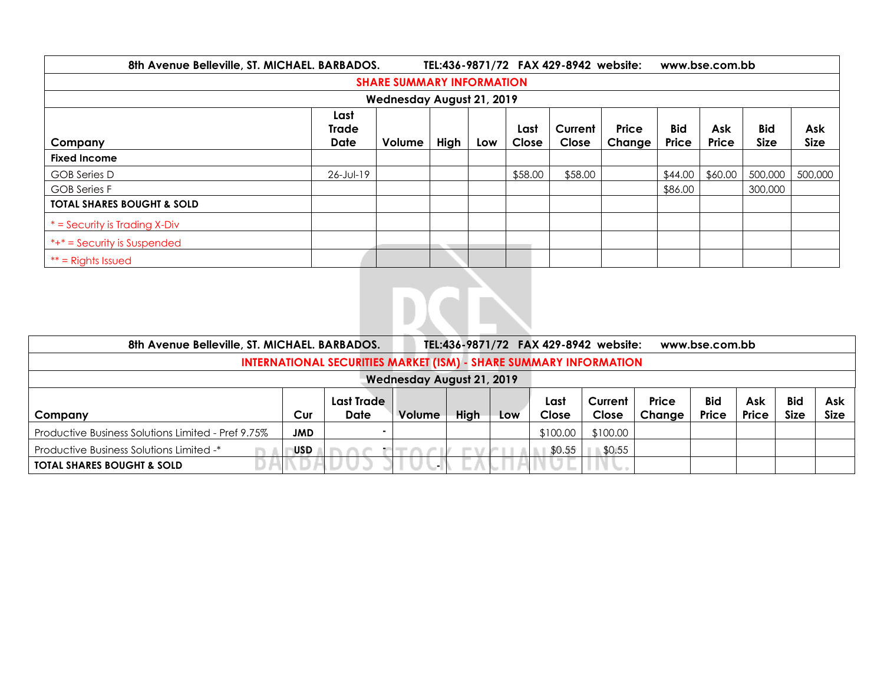8th Avenue Belleville, ST. MICHAEL. BARBADOS. TEL:436-9871/72 FAX 429-8942 website: www.bse.com.bb

## SHARE SUMMARY INFORMATION

**Wednesday August 21, 2019**

| Company | Last Trade Date | Volume | High | Low | Last Close | Current Close | Price Change | Bid Price | Ask Price | Bid Size | Ask Size |
|---|---|---|---|---|---|---|---|---|---|---|---|
| **Fixed Income** | | | | | | | | | | | |
| GOB Series D | 26-Jul-19 | | | | $58.00 | $58.00 | | $44.00 | $60.00 | 500,000 | 500,000 |
| GOB Series F | | | | | | | | $86.00 | | 300,000 | |
| **TOTAL SHARES BOUGHT & SOLD** | | | | | | | | | | | |
| * = Security is Trading X-Div | | | | | | | | | | | |
| *+* = Security is Suspended | | | | | | | | | | | |
| ** = Rights Issued | | | | | | | | | | | |

8th Avenue Belleville, ST. MICHAEL. BARBADOS. TEL:436-9871/72 FAX 429-8942 website: www.bse.com.bb

## INTERNATIONAL SECURITIES MARKET (ISM) - SHARE SUMMARY INFORMATION

**Wednesday August 21, 2019**

| Company | Cur | Last Trade Date | Volume | High | Low | Last Close | Current Close | Price Change | Bid Price | Ask Price | Bid Size | Ask Size |
|---|---|---|---|---|---|---|---|---|---|---|---|---|
| Productive Business Solutions Limited - Pref 9.75% | **JMD** | - | | | | $100.00 | $100.00 | | | | | |
| Productive Business Solutions Limited -* | **USD** | - | | | | $0.55 | $0.55 | | | | | |
| **TOTAL SHARES BOUGHT & SOLD** | | | - | | | | | | | | | |